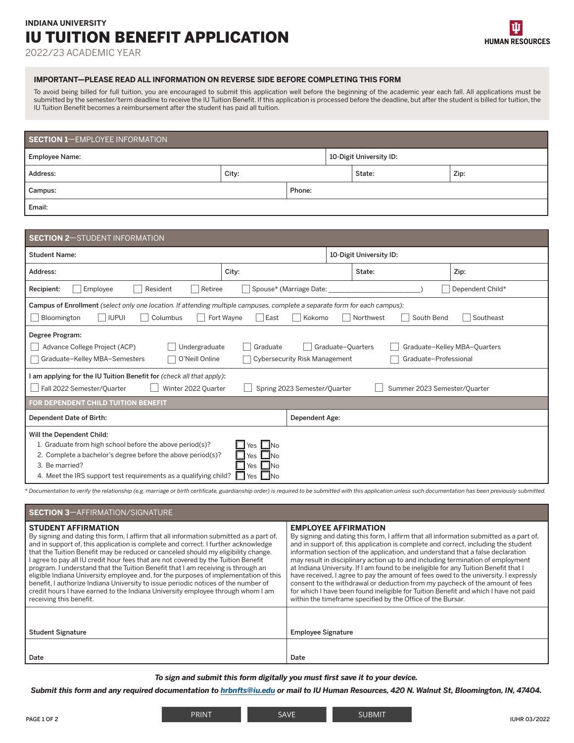INDIANA UNIVERSITY

# IU TUITION BENEFIT APPLICATION

2022/23 ACADEMIC YEAR

HUMAN RESOURCES

**IMPORTANT—PLEASE READ ALL INFORMATION ON REVERSE SIDE BEFORE COMPLETING THIS FORM**

To avoid being billed for full tuition, you are encouraged to submit this application well before the beginning of the academic year each fall. All applications must be submitted by the semester/term deadline to receive the IU Tuition Benefit. If this application is processed before the deadline, but after the student is billed for tuition, the IU Tuition Benefit becomes a reimbursement after the student has paid all tuition.

## SECTION 1—EMPLOYEE INFORMATION

| | | | |
|---|---|---|---|
| **Employee Name:** | | **10-Digit University ID:** | |
| **Address:** | **City:** | **State:** | **Zip:** |
| **Campus:** | | **Phone:** | |
| **Email:** | | | |

## SECTION 2—STUDENT INFORMATION

| | | | |
|---|---|---|---|
| **Student Name:** | | **10-Digit University ID:** | |
| **Address:** | **City:** | **State:** | **Zip:** |

**Recipient:** ☐ Employee ☐ Resident ☐ Retiree ☐ Spouse* (Marriage Date: ____________________) ☐ Dependent Child*

**Campus of Enrollment** *(select only one location. If attending multiple campuses, complete a separate form for each campus):*

☐ Bloomington ☐ IUPUI ☐ Columbus ☐ Fort Wayne ☐ East ☐ Kokomo ☐ Northwest ☐ South Bend ☐ Southeast

**Degree Program:**

☐ Advance College Project (ACP) ☐ Undergraduate ☐ Graduate ☐ Graduate–Quarters ☐ Graduate–Kelley MBA–Quarters
☐ Graduate–Kelley MBA–Semesters ☐ O'Neill Online ☐ Cybersecurity Risk Management ☐ Graduate–Professional

**I am applying for the IU Tuition Benefit for** *(check all that apply)*:

☐ Fall 2022 Semester/Quarter ☐ Winter 2022 Quarter ☐ Spring 2023 Semester/Quarter ☐ Summer 2023 Semester/Quarter

### FOR DEPENDENT CHILD TUITION BENEFIT

| | |
|---|---|
| **Dependent Date of Birth:** | **Dependent Age:** |

**Will the Dependent Child:**

1. Graduate from high school before the above period(s)? ☐ Yes ☐ No
2. Complete a bachelor's degree before the above period(s)? ☐ Yes ☐ No
3. Be married? ☐ Yes ☐ No
4. Meet the IRS support test requirements as a qualifying child? ☐ Yes ☐ No

*\* Documentation to verify the relationship (e.g. marriage or birth certificate, guardianship order) is required to be submitted with this application unless such documentation has been previously submitted.*

## SECTION 3—AFFIRMATION/SIGNATURE

**STUDENT AFFIRMATION**

By signing and dating this form, I affirm that all information submitted as a part of, and in support of, this application is complete and correct. I further acknowledge that the Tuition Benefit may be reduced or canceled should my eligibility change. I agree to pay all IU credit hour fees that are not covered by the Tuition Benefit program. I understand that the Tuition Benefit that I am receiving is through an eligible Indiana University employee and, for the purposes of implementation of this benefit, I authorize Indiana University to issue periodic notices of the number of credit hours I have earned to the Indiana University employee through whom I am receiving this benefit.

**EMPLOYEE AFFIRMATION**

By signing and dating this form, I affirm that all information submitted as a part of, and in support of, this application is complete and correct, including the student information section of the application, and understand that a false declaration may result in disciplinary action up to and including termination of employment at Indiana University. If I am found to be ineligible for any Tuition Benefit that I have received, I agree to pay the amount of fees owed to the university. I expressly consent to the withdrawal or deduction from my paycheck of the amount of fees for which I have been found ineligible for Tuition Benefit and which I have not paid within the timeframe specified by the Office of the Bursar.

| | |
|---|---|
| **Student Signature** | **Employee Signature** |
| **Date** | **Date** |

***To sign and submit this form digitally you must first save it to your device.***

***Submit this form and any required documentation to hrbnfts@iu.edu or mail to IU Human Resources, 420 N. Walnut St, Bloomington, IN, 47404.***

PRINT SAVE SUBMIT

IUHR 03/2022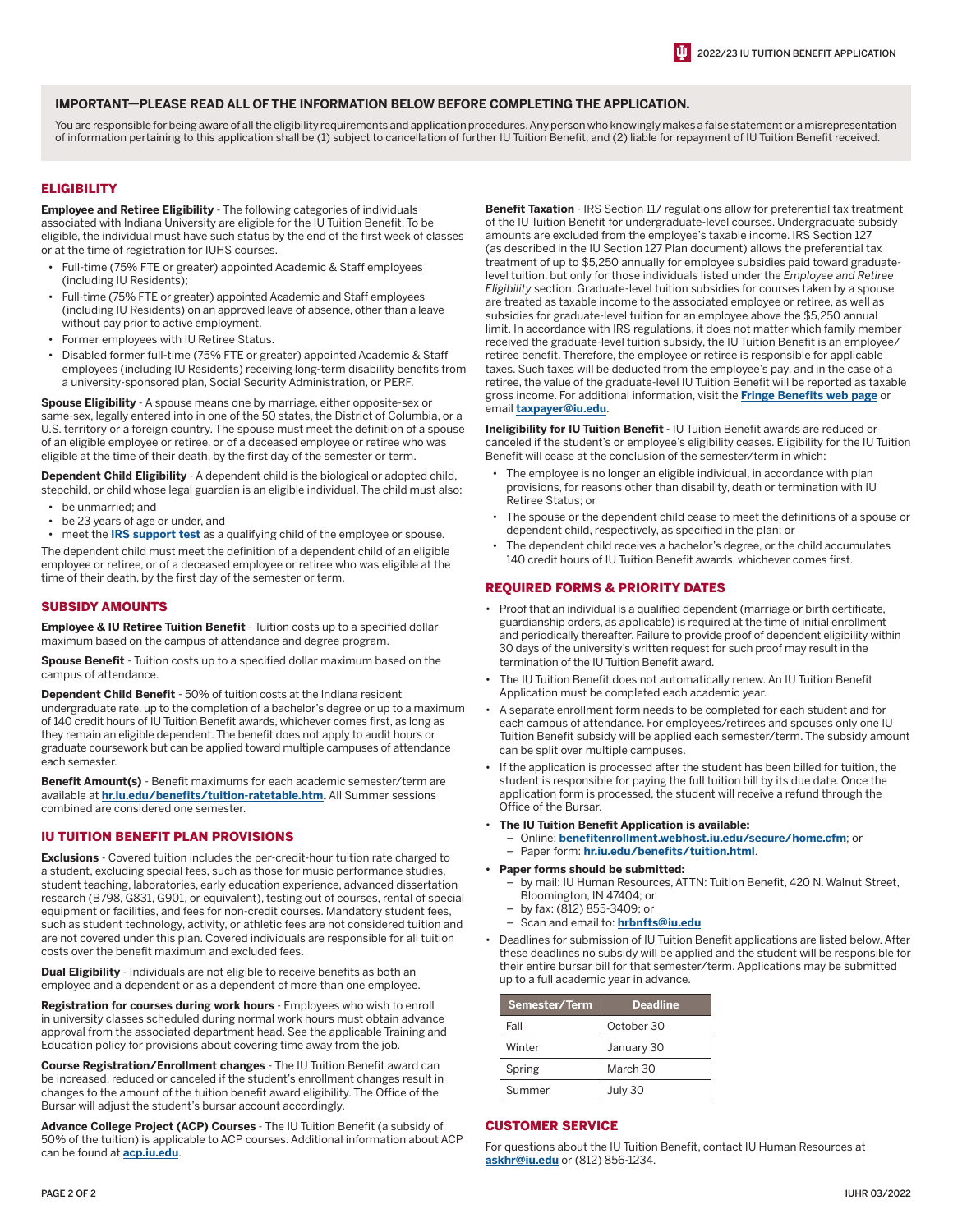**IMPORTANT—PLEASE READ ALL OF THE INFORMATION BELOW BEFORE COMPLETING THE APPLICATION.**

You are responsible for being aware of all the eligibility requirements and application procedures. Any person who knowingly makes a false statement or a misrepresentation of information pertaining to this application shall be (1) subject to cancellation of further IU Tuition Benefit, and (2) liable for repayment of IU Tuition Benefit received.

## ELIGIBILITY

**Employee and Retiree Eligibility** - The following categories of individuals associated with Indiana University are eligible for the IU Tuition Benefit. To be eligible, the individual must have such status by the end of the first week of classes or at the time of registration for IUHS courses.

- Full-time (75% FTE or greater) appointed Academic & Staff employees (including IU Residents);
- Full-time (75% FTE or greater) appointed Academic and Staff employees (including IU Residents) on an approved leave of absence, other than a leave without pay prior to active employment.
- Former employees with IU Retiree Status.
- Disabled former full-time (75% FTE or greater) appointed Academic & Staff employees (including IU Residents) receiving long-term disability benefits from a university-sponsored plan, Social Security Administration, or PERF.

**Spouse Eligibility** - A spouse means one by marriage, either opposite-sex or same-sex, legally entered into in one of the 50 states, the District of Columbia, or a U.S. territory or a foreign country. The spouse must meet the definition of a spouse of an eligible employee or retiree, or of a deceased employee or retiree who was eligible at the time of their death, by the first day of the semester or term.

**Dependent Child Eligibility** - A dependent child is the biological or adopted child, stepchild, or child whose legal guardian is an eligible individual. The child must also:

- be unmarried; and
- be 23 years of age or under, and
- meet the **IRS support test** as a qualifying child of the employee or spouse.

The dependent child must meet the definition of a dependent child of an eligible employee or retiree, or of a deceased employee or retiree who was eligible at the time of their death, by the first day of the semester or term.

## SUBSIDY AMOUNTS

**Employee & IU Retiree Tuition Benefit** - Tuition costs up to a specified dollar maximum based on the campus of attendance and degree program.

**Spouse Benefit** - Tuition costs up to a specified dollar maximum based on the campus of attendance.

**Dependent Child Benefit** - 50% of tuition costs at the Indiana resident undergraduate rate, up to the completion of a bachelor's degree or up to a maximum of 140 credit hours of IU Tuition Benefit awards, whichever comes first, as long as they remain an eligible dependent. The benefit does not apply to audit hours or graduate coursework but can be applied toward multiple campuses of attendance each semester.

**Benefit Amount(s)** - Benefit maximums for each academic semester/term are available at **hr.iu.edu/benefits/tuition-ratetable.htm.** All Summer sessions combined are considered one semester.

## IU TUITION BENEFIT PLAN PROVISIONS

**Exclusions** - Covered tuition includes the per-credit-hour tuition rate charged to a student, excluding special fees, such as those for music performance studies, student teaching, laboratories, early education experience, advanced dissertation research (B798, G831, G901, or equivalent), testing out of courses, rental of special equipment or facilities, and fees for non-credit courses. Mandatory student fees, such as student technology, activity, or athletic fees are not considered tuition and are not covered under this plan. Covered individuals are responsible for all tuition costs over the benefit maximum and excluded fees.

**Dual Eligibility** - Individuals are not eligible to receive benefits as both an employee and a dependent or as a dependent of more than one employee.

**Registration for courses during work hours** - Employees who wish to enroll in university classes scheduled during normal work hours must obtain advance approval from the associated department head. See the applicable Training and Education policy for provisions about covering time away from the job.

**Course Registration/Enrollment changes** - The IU Tuition Benefit award can be increased, reduced or canceled if the student's enrollment changes result in changes to the amount of the tuition benefit award eligibility. The Office of the Bursar will adjust the student's bursar account accordingly.

**Advance College Project (ACP) Courses** - The IU Tuition Benefit (a subsidy of 50% of the tuition) is applicable to ACP courses. Additional information about ACP can be found at **acp.iu.edu**.

**Benefit Taxation** - IRS Section 117 regulations allow for preferential tax treatment of the IU Tuition Benefit for undergraduate-level courses. Undergraduate subsidy amounts are excluded from the employee's taxable income. IRS Section 127 (as described in the IU Section 127 Plan document) allows the preferential tax treatment of up to $5,250 annually for employee subsidies paid toward graduate-level tuition, but only for those individuals listed under the *Employee and Retiree Eligibility* section. Graduate-level tuition subsidies for courses taken by a spouse are treated as taxable income to the associated employee or retiree, as well as subsidies for graduate-level tuition for an employee above the $5,250 annual limit. In accordance with IRS regulations, it does not matter which family member received the graduate-level tuition subsidy, the IU Tuition Benefit is an employee/retiree benefit. Therefore, the employee or retiree is responsible for applicable taxes. Such taxes will be deducted from the employee's pay, and in the case of a retiree, the value of the graduate-level IU Tuition Benefit will be reported as taxable gross income. For additional information, visit the **Fringe Benefits web page** or email **taxpayer@iu.edu**.

**Ineligibility for IU Tuition Benefit** - IU Tuition Benefit awards are reduced or canceled if the student's or employee's eligibility ceases. Eligibility for the IU Tuition Benefit will cease at the conclusion of the semester/term in which:

- The employee is no longer an eligible individual, in accordance with plan provisions, for reasons other than disability, death or termination with IU Retiree Status; or
- The spouse or the dependent child cease to meet the definitions of a spouse or dependent child, respectively, as specified in the plan; or
- The dependent child receives a bachelor's degree, or the child accumulates 140 credit hours of IU Tuition Benefit awards, whichever comes first.

## REQUIRED FORMS & PRIORITY DATES

- Proof that an individual is a qualified dependent (marriage or birth certificate, guardianship orders, as applicable) is required at the time of initial enrollment and periodically thereafter. Failure to provide proof of dependent eligibility within 30 days of the university's written request for such proof may result in the termination of the IU Tuition Benefit award.
- The IU Tuition Benefit does not automatically renew. An IU Tuition Benefit Application must be completed each academic year.
- A separate enrollment form needs to be completed for each student and for each campus of attendance. For employees/retirees and spouses only one IU Tuition Benefit subsidy will be applied each semester/term. The subsidy amount can be split over multiple campuses.
- If the application is processed after the student has been billed for tuition, the student is responsible for paying the full tuition bill by its due date. Once the application form is processed, the student will receive a refund through the Office of the Bursar.
- **The IU Tuition Benefit Application is available:**
  - Online: **benefitenrollment.webhost.iu.edu/secure/home.cfm**; or
  - Paper form: **hr.iu.edu/benefits/tuition.html**.
- **Paper forms should be submitted:**
  - by mail: IU Human Resources, ATTN: Tuition Benefit, 420 N. Walnut Street, Bloomington, IN 47404; or
  - by fax: (812) 855-3409; or
  - Scan and email to: **hrbnfts@iu.edu**
- Deadlines for submission of IU Tuition Benefit applications are listed below. After these deadlines no subsidy will be applied and the student will be responsible for their entire bursar bill for that semester/term. Applications may be submitted up to a full academic year in advance.

| Semester/Term | Deadline |
|---|---|
| Fall | October 30 |
| Winter | January 30 |
| Spring | March 30 |
| Summer | July 30 |

## CUSTOMER SERVICE

For questions about the IU Tuition Benefit, contact IU Human Resources at **askhr@iu.edu** or (812) 856-1234.